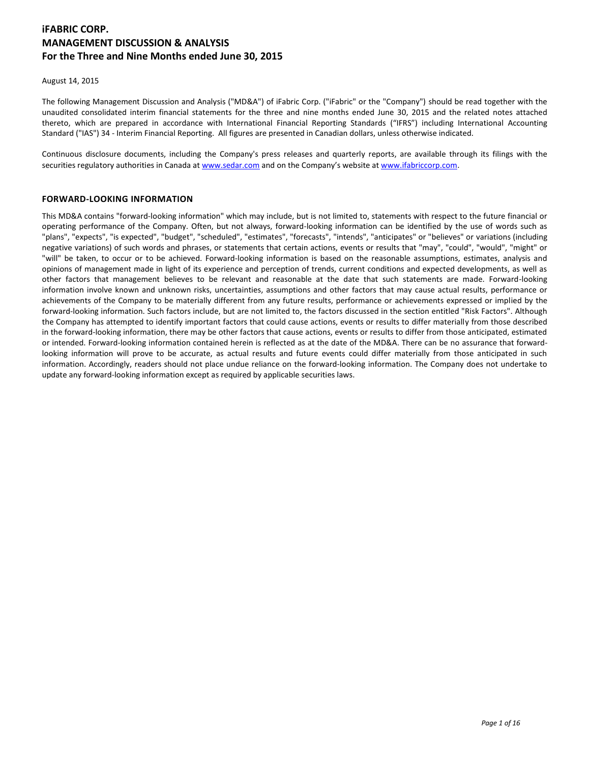# iFABRIC CORP.
# MANAGEMENT DISCUSSION & ANALYSIS
# For the Three and Nine Months ended June 30, 2015

August 14, 2015

The following Management Discussion and Analysis ("MD&A") of iFabric Corp. ("iFabric" or the "Company") should be read together with the unaudited consolidated interim financial statements for the three and nine months ended June 30, 2015 and the related notes attached thereto, which are prepared in accordance with International Financial Reporting Standards ("IFRS") including International Accounting Standard ("IAS") 34 - Interim Financial Reporting. All figures are presented in Canadian dollars, unless otherwise indicated.

Continuous disclosure documents, including the Company's press releases and quarterly reports, are available through its filings with the securities regulatory authorities in Canada at www.sedar.com and on the Company's website at www.ifabriccorp.com.

## FORWARD-LOOKING INFORMATION

This MD&A contains "forward-looking information" which may include, but is not limited to, statements with respect to the future financial or operating performance of the Company. Often, but not always, forward-looking information can be identified by the use of words such as "plans", "expects", "is expected", "budget", "scheduled", "estimates", "forecasts", "intends", "anticipates" or "believes" or variations (including negative variations) of such words and phrases, or statements that certain actions, events or results that "may", "could", "would", "might" or "will" be taken, to occur or to be achieved. Forward-looking information is based on the reasonable assumptions, estimates, analysis and opinions of management made in light of its experience and perception of trends, current conditions and expected developments, as well as other factors that management believes to be relevant and reasonable at the date that such statements are made. Forward-looking information involve known and unknown risks, uncertainties, assumptions and other factors that may cause actual results, performance or achievements of the Company to be materially different from any future results, performance or achievements expressed or implied by the forward-looking information. Such factors include, but are not limited to, the factors discussed in the section entitled "Risk Factors". Although the Company has attempted to identify important factors that could cause actions, events or results to differ materially from those described in the forward-looking information, there may be other factors that cause actions, events or results to differ from those anticipated, estimated or intended. Forward-looking information contained herein is reflected as at the date of the MD&A. There can be no assurance that forward-looking information will prove to be accurate, as actual results and future events could differ materially from those anticipated in such information. Accordingly, readers should not place undue reliance on the forward-looking information. The Company does not undertake to update any forward-looking information except as required by applicable securities laws.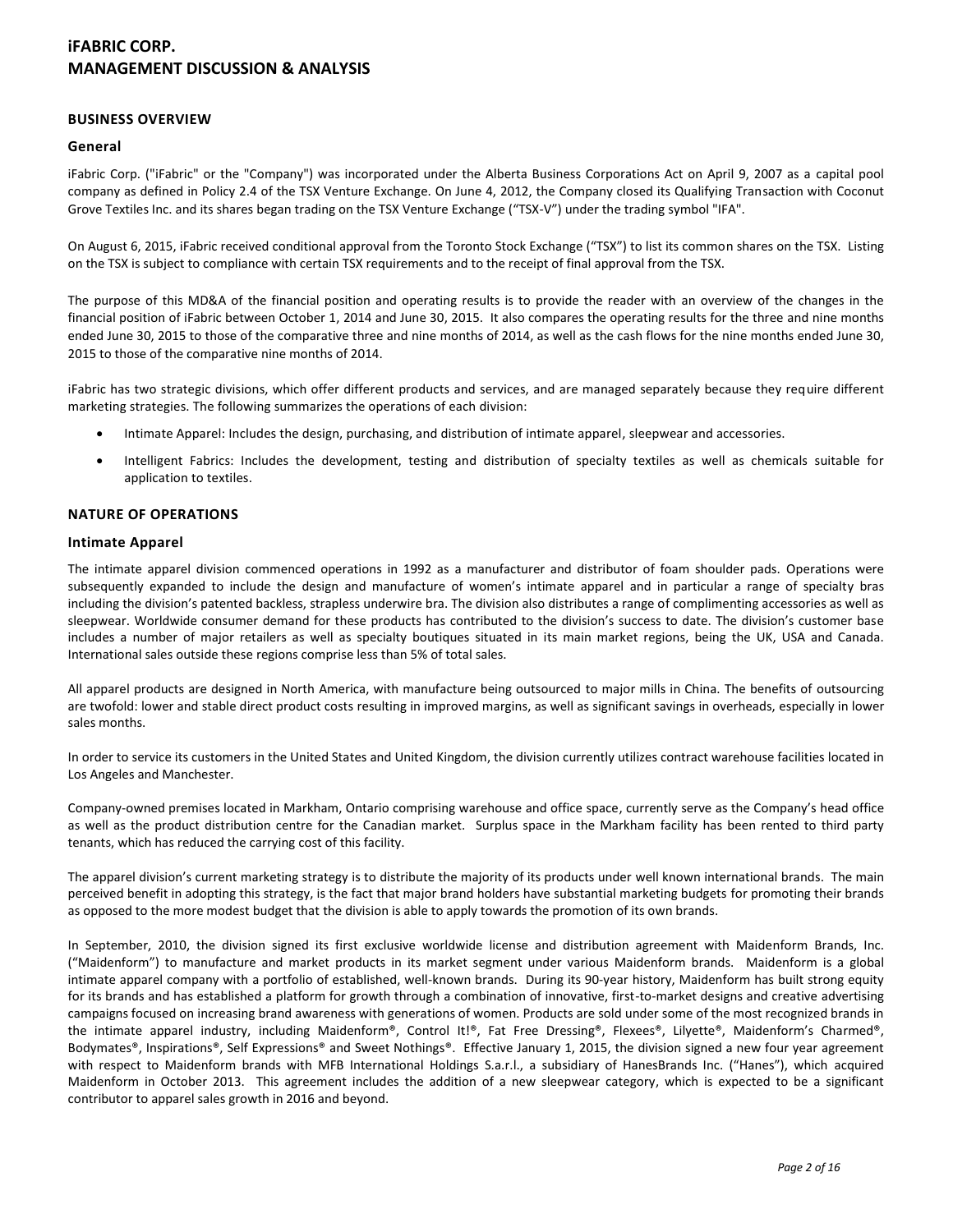# iFABRIC CORP.
# MANAGEMENT DISCUSSION & ANALYSIS

## BUSINESS OVERVIEW

### General

iFabric Corp. ("iFabric" or the "Company") was incorporated under the Alberta Business Corporations Act on April 9, 2007 as a capital pool company as defined in Policy 2.4 of the TSX Venture Exchange. On June 4, 2012, the Company closed its Qualifying Transaction with Coconut Grove Textiles Inc. and its shares began trading on the TSX Venture Exchange ("TSX-V") under the trading symbol "IFA".

On August 6, 2015, iFabric received conditional approval from the Toronto Stock Exchange ("TSX") to list its common shares on the TSX. Listing on the TSX is subject to compliance with certain TSX requirements and to the receipt of final approval from the TSX.

The purpose of this MD&A of the financial position and operating results is to provide the reader with an overview of the changes in the financial position of iFabric between October 1, 2014 and June 30, 2015. It also compares the operating results for the three and nine months ended June 30, 2015 to those of the comparative three and nine months of 2014, as well as the cash flows for the nine months ended June 30, 2015 to those of the comparative nine months of 2014.

iFabric has two strategic divisions, which offer different products and services, and are managed separately because they require different marketing strategies. The following summarizes the operations of each division:

- Intimate Apparel: Includes the design, purchasing, and distribution of intimate apparel, sleepwear and accessories.
- Intelligent Fabrics: Includes the development, testing and distribution of specialty textiles as well as chemicals suitable for application to textiles.

## NATURE OF OPERATIONS

### Intimate Apparel

The intimate apparel division commenced operations in 1992 as a manufacturer and distributor of foam shoulder pads. Operations were subsequently expanded to include the design and manufacture of women's intimate apparel and in particular a range of specialty bras including the division's patented backless, strapless underwire bra. The division also distributes a range of complimenting accessories as well as sleepwear. Worldwide consumer demand for these products has contributed to the division's success to date. The division's customer base includes a number of major retailers as well as specialty boutiques situated in its main market regions, being the UK, USA and Canada. International sales outside these regions comprise less than 5% of total sales.

All apparel products are designed in North America, with manufacture being outsourced to major mills in China. The benefits of outsourcing are twofold: lower and stable direct product costs resulting in improved margins, as well as significant savings in overheads, especially in lower sales months.

In order to service its customers in the United States and United Kingdom, the division currently utilizes contract warehouse facilities located in Los Angeles and Manchester.

Company-owned premises located in Markham, Ontario comprising warehouse and office space, currently serve as the Company's head office as well as the product distribution centre for the Canadian market. Surplus space in the Markham facility has been rented to third party tenants, which has reduced the carrying cost of this facility.

The apparel division's current marketing strategy is to distribute the majority of its products under well known international brands. The main perceived benefit in adopting this strategy, is the fact that major brand holders have substantial marketing budgets for promoting their brands as opposed to the more modest budget that the division is able to apply towards the promotion of its own brands.

In September, 2010, the division signed its first exclusive worldwide license and distribution agreement with Maidenform Brands, Inc. ("Maidenform") to manufacture and market products in its market segment under various Maidenform brands. Maidenform is a global intimate apparel company with a portfolio of established, well-known brands. During its 90-year history, Maidenform has built strong equity for its brands and has established a platform for growth through a combination of innovative, first-to-market designs and creative advertising campaigns focused on increasing brand awareness with generations of women. Products are sold under some of the most recognized brands in the intimate apparel industry, including Maidenform®, Control It!®, Fat Free Dressing®, Flexees®, Lilyette®, Maidenform's Charmed®, Bodymates®, Inspirations®, Self Expressions® and Sweet Nothings®. Effective January 1, 2015, the division signed a new four year agreement with respect to Maidenform brands with MFB International Holdings S.a.r.l., a subsidiary of HanesBrands Inc. ("Hanes"), which acquired Maidenform in October 2013. This agreement includes the addition of a new sleepwear category, which is expected to be a significant contributor to apparel sales growth in 2016 and beyond.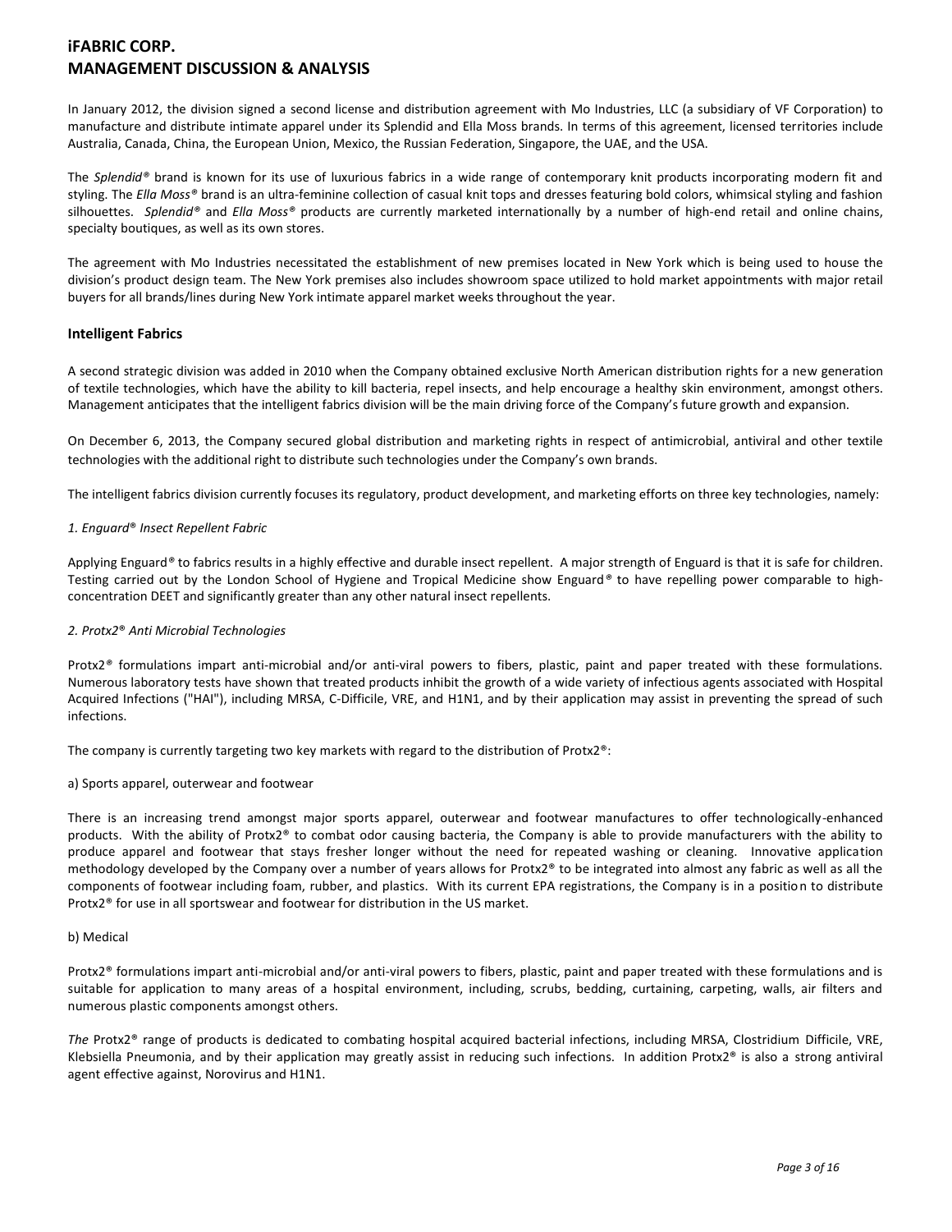In January 2012, the division signed a second license and distribution agreement with Mo Industries, LLC (a subsidiary of VF Corporation) to manufacture and distribute intimate apparel under its Splendid and Ella Moss brands. In terms of this agreement, licensed territories include Australia, Canada, China, the European Union, Mexico, the Russian Federation, Singapore, the UAE, and the USA.

The *Splendid®* brand is known for its use of luxurious fabrics in a wide range of contemporary knit products incorporating modern fit and styling. The *Ella Moss®* brand is an ultra-feminine collection of casual knit tops and dresses featuring bold colors, whimsical styling and fashion silhouettes. *Splendid®* and *Ella Moss®* products are currently marketed internationally by a number of high-end retail and online chains, specialty boutiques, as well as its own stores.

The agreement with Mo Industries necessitated the establishment of new premises located in New York which is being used to house the division's product design team. The New York premises also includes showroom space utilized to hold market appointments with major retail buyers for all brands/lines during New York intimate apparel market weeks throughout the year.

### Intelligent Fabrics

A second strategic division was added in 2010 when the Company obtained exclusive North American distribution rights for a new generation of textile technologies, which have the ability to kill bacteria, repel insects, and help encourage a healthy skin environment, amongst others. Management anticipates that the intelligent fabrics division will be the main driving force of the Company's future growth and expansion.

On December 6, 2013, the Company secured global distribution and marketing rights in respect of antimicrobial, antiviral and other textile technologies with the additional right to distribute such technologies under the Company's own brands.

The intelligent fabrics division currently focuses its regulatory, product development, and marketing efforts on three key technologies, namely:

*1. Enguard® Insect Repellent Fabric*

Applying Enguard® to fabrics results in a highly effective and durable insect repellent. A major strength of Enguard is that it is safe for children. Testing carried out by the London School of Hygiene and Tropical Medicine show Enguard® to have repelling power comparable to high-concentration DEET and significantly greater than any other natural insect repellents.

*2. Protx2® Anti Microbial Technologies*

Protx2® formulations impart anti-microbial and/or anti-viral powers to fibers, plastic, paint and paper treated with these formulations. Numerous laboratory tests have shown that treated products inhibit the growth of a wide variety of infectious agents associated with Hospital Acquired Infections ("HAI"), including MRSA, C-Difficile, VRE, and H1N1, and by their application may assist in preventing the spread of such infections.

The company is currently targeting two key markets with regard to the distribution of Protx2®:

a) Sports apparel, outerwear and footwear

There is an increasing trend amongst major sports apparel, outerwear and footwear manufactures to offer technologically-enhanced products. With the ability of Protx2® to combat odor causing bacteria, the Company is able to provide manufacturers with the ability to produce apparel and footwear that stays fresher longer without the need for repeated washing or cleaning. Innovative application methodology developed by the Company over a number of years allows for Protx2® to be integrated into almost any fabric as well as all the components of footwear including foam, rubber, and plastics. With its current EPA registrations, the Company is in a position to distribute Protx2® for use in all sportswear and footwear for distribution in the US market.

b) Medical

Protx2® formulations impart anti-microbial and/or anti-viral powers to fibers, plastic, paint and paper treated with these formulations and is suitable for application to many areas of a hospital environment, including, scrubs, bedding, curtaining, carpeting, walls, air filters and numerous plastic components amongst others.

*The* Protx2® range of products is dedicated to combating hospital acquired bacterial infections, including MRSA, Clostridium Difficile, VRE, Klebsiella Pneumonia, and by their application may greatly assist in reducing such infections. In addition Protx2® is also a strong antiviral agent effective against, Norovirus and H1N1.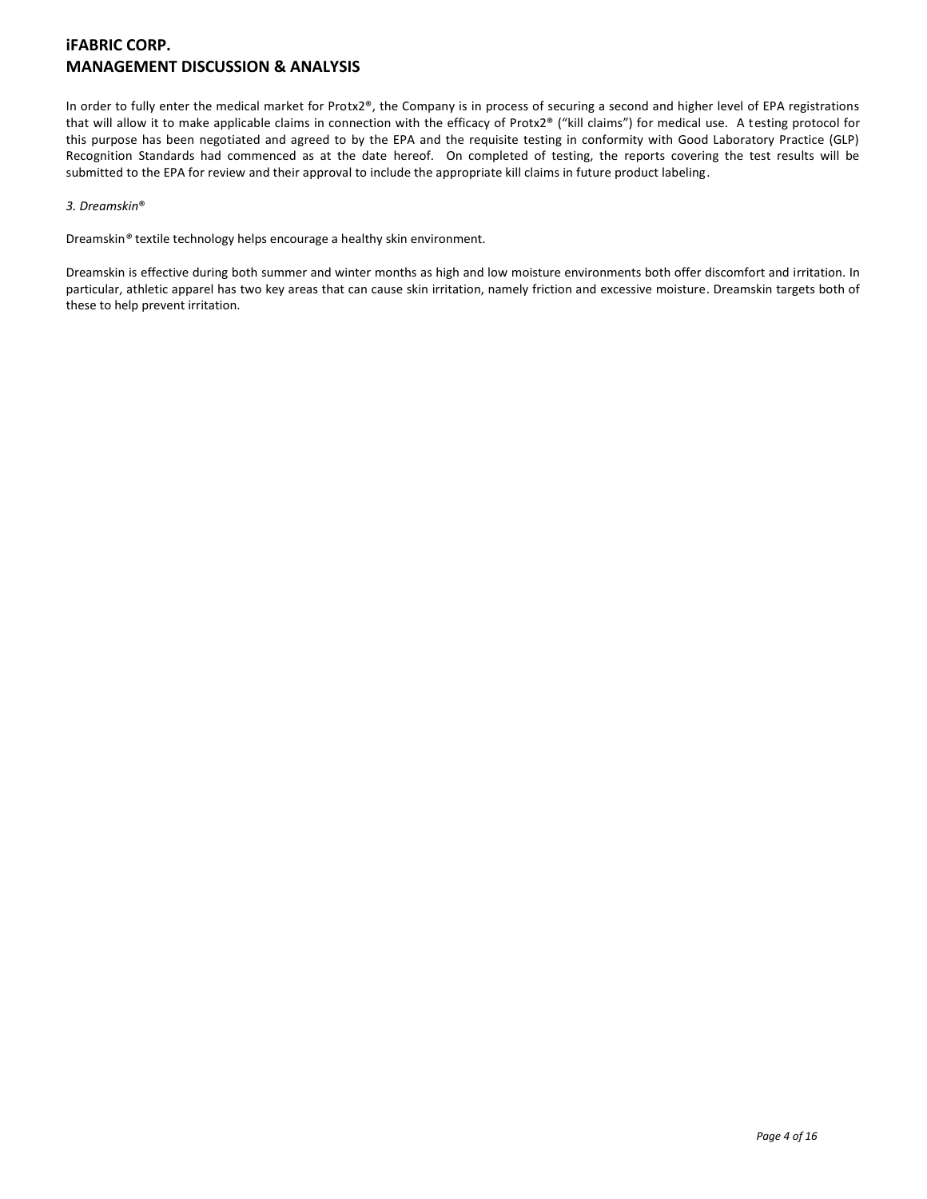In order to fully enter the medical market for Protx2®, the Company is in process of securing a second and higher level of EPA registrations that will allow it to make applicable claims in connection with the efficacy of Protx2® ("kill claims") for medical use. A testing protocol for this purpose has been negotiated and agreed to by the EPA and the requisite testing in conformity with Good Laboratory Practice (GLP) Recognition Standards had commenced as at the date hereof. On completed of testing, the reports covering the test results will be submitted to the EPA for review and their approval to include the appropriate kill claims in future product labeling.

*3. Dreamskin®*

Dreamskin® textile technology helps encourage a healthy skin environment.

Dreamskin is effective during both summer and winter months as high and low moisture environments both offer discomfort and irritation. In particular, athletic apparel has two key areas that can cause skin irritation, namely friction and excessive moisture. Dreamskin targets both of these to help prevent irritation.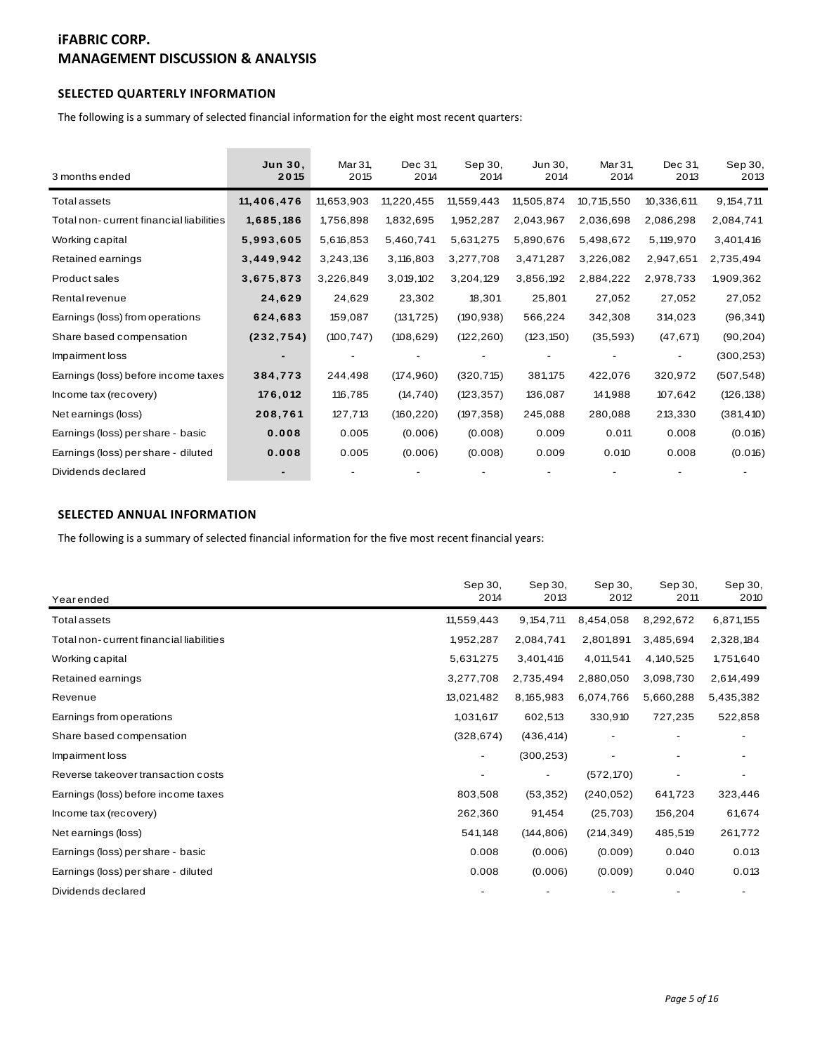# iFABRIC CORP.
# MANAGEMENT DISCUSSION & ANALYSIS

### SELECTED QUARTERLY INFORMATION

The following is a summary of selected financial information for the eight most recent quarters:

| 3 months ended | **Jun 30, 2015** | Mar 31, 2015 | Dec 31, 2014 | Sep 30, 2014 | Jun 30, 2014 | Mar 31, 2014 | Dec 31, 2013 | Sep 30, 2013 |
|---|---|---|---|---|---|---|---|---|
| Total assets | **11,406,476** | 11,653,903 | 11,220,455 | 11,559,443 | 11,505,874 | 10,715,550 | 10,336,611 | 9,154,711 |
| Total non-current financial liabilities | **1,685,186** | 1,756,898 | 1,832,695 | 1,952,287 | 2,043,967 | 2,036,698 | 2,086,298 | 2,084,741 |
| Working capital | **5,993,605** | 5,616,853 | 5,460,741 | 5,631,275 | 5,890,676 | 5,498,672 | 5,119,970 | 3,401,416 |
| Retained earnings | **3,449,942** | 3,243,136 | 3,116,803 | 3,277,708 | 3,471,287 | 3,226,082 | 2,947,651 | 2,735,494 |
| Product sales | **3,675,873** | 3,226,849 | 3,019,102 | 3,204,129 | 3,856,192 | 2,884,222 | 2,978,733 | 1,909,362 |
| Rental revenue | **24,629** | 24,629 | 23,302 | 18,301 | 25,801 | 27,052 | 27,052 | 27,052 |
| Earnings (loss) from operations | **624,683** | 159,087 | (131,725) | (190,938) | 566,224 | 342,308 | 314,023 | (96,341) |
| Share based compensation | **(232,754)** | (100,747) | (108,629) | (122,260) | (123,150) | (35,593) | (47,671) | (90,204) |
| Impairment loss | **-** | - | - | - | - | - | - | (300,253) |
| Earnings (loss) before income taxes | **384,773** | 244,498 | (174,960) | (320,715) | 381,175 | 422,076 | 320,972 | (507,548) |
| Income tax (recovery) | **176,012** | 116,785 | (14,740) | (123,357) | 136,087 | 141,988 | 107,642 | (126,138) |
| Net earnings (loss) | **208,761** | 127,713 | (160,220) | (197,358) | 245,088 | 280,088 | 213,330 | (381,410) |
| Earnings (loss) per share - basic | **0.008** | 0.005 | (0.006) | (0.008) | 0.009 | 0.011 | 0.008 | (0.016) |
| Earnings (loss) per share - diluted | **0.008** | 0.005 | (0.006) | (0.008) | 0.009 | 0.010 | 0.008 | (0.016) |
| Dividends declared | **-** | - | - | - | - | - | - | - |

### SELECTED ANNUAL INFORMATION

The following is a summary of selected financial information for the five most recent financial years:

| Year ended | Sep 30, 2014 | Sep 30, 2013 | Sep 30, 2012 | Sep 30, 2011 | Sep 30, 2010 |
|---|---|---|---|---|---|
| Total assets | 11,559,443 | 9,154,711 | 8,454,058 | 8,292,672 | 6,871,155 |
| Total non-current financial liabilities | 1,952,287 | 2,084,741 | 2,801,891 | 3,485,694 | 2,328,184 |
| Working capital | 5,631,275 | 3,401,416 | 4,011,541 | 4,140,525 | 1,751,640 |
| Retained earnings | 3,277,708 | 2,735,494 | 2,880,050 | 3,098,730 | 2,614,499 |
| Revenue | 13,021,482 | 8,165,983 | 6,074,766 | 5,660,288 | 5,435,382 |
| Earnings from operations | 1,031,617 | 602,513 | 330,910 | 727,235 | 522,858 |
| Share based compensation | (328,674) | (436,414) | - | - | - |
| Impairment loss | - | (300,253) | - | - | - |
| Reverse takeover transaction costs | - | - | (572,170) | - | - |
| Earnings (loss) before income taxes | 803,508 | (53,352) | (240,052) | 641,723 | 323,446 |
| Income tax (recovery) | 262,360 | 91,454 | (25,703) | 156,204 | 61,674 |
| Net earnings (loss) | 541,148 | (144,806) | (214,349) | 485,519 | 261,772 |
| Earnings (loss) per share - basic | 0.008 | (0.006) | (0.009) | 0.040 | 0.013 |
| Earnings (loss) per share - diluted | 0.008 | (0.006) | (0.009) | 0.040 | 0.013 |
| Dividends declared | - | - | - | - | - |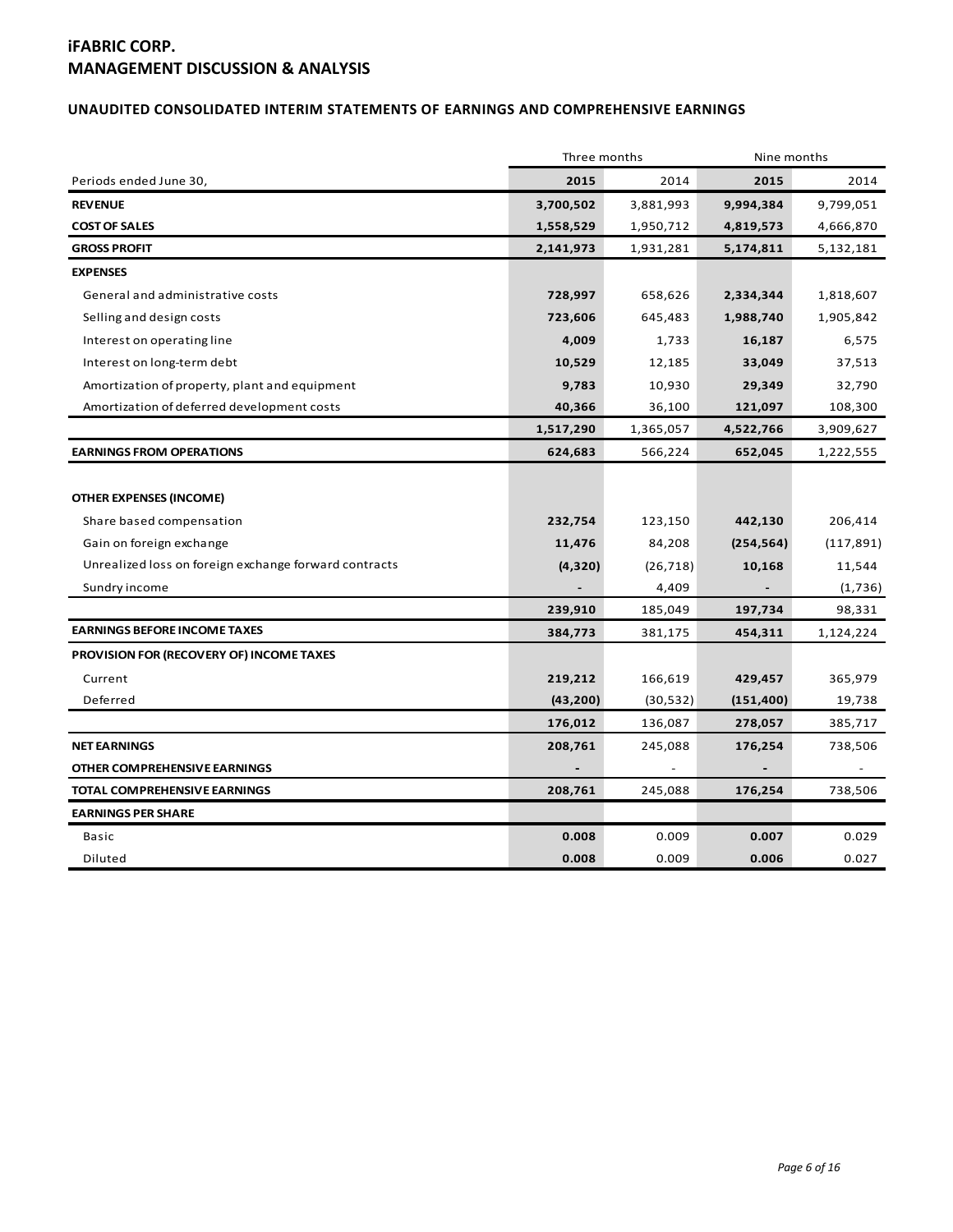# iFABRIC CORP.
# MANAGEMENT DISCUSSION & ANALYSIS

## UNAUDITED CONSOLIDATED INTERIM STATEMENTS OF EARNINGS AND COMPREHENSIVE EARNINGS

| | Three months | | Nine months | |
|---|---|---|---|---|
| Periods ended June 30, | **2015** | 2014 | **2015** | 2014 |
| **REVENUE** | **3,700,502** | 3,881,993 | **9,994,384** | 9,799,051 |
| **COST OF SALES** | **1,558,529** | 1,950,712 | **4,819,573** | 4,666,870 |
| **GROSS PROFIT** | **2,141,973** | 1,931,281 | **5,174,811** | 5,132,181 |
| **EXPENSES** | | | | |
| General and administrative costs | **728,997** | 658,626 | **2,334,344** | 1,818,607 |
| Selling and design costs | **723,606** | 645,483 | **1,988,740** | 1,905,842 |
| Interest on operating line | **4,009** | 1,733 | **16,187** | 6,575 |
| Interest on long-term debt | **10,529** | 12,185 | **33,049** | 37,513 |
| Amortization of property, plant and equipment | **9,783** | 10,930 | **29,349** | 32,790 |
| Amortization of deferred development costs | **40,366** | 36,100 | **121,097** | 108,300 |
| | **1,517,290** | 1,365,057 | **4,522,766** | 3,909,627 |
| **EARNINGS FROM OPERATIONS** | **624,683** | 566,224 | **652,045** | 1,222,555 |
| **OTHER EXPENSES (INCOME)** | | | | |
| Share based compensation | **232,754** | 123,150 | **442,130** | 206,414 |
| Gain on foreign exchange | **11,476** | 84,208 | **(254,564)** | (117,891) |
| Unrealized loss on foreign exchange forward contracts | **(4,320)** | (26,718) | **10,168** | 11,544 |
| Sundry income | **-** | 4,409 | **-** | (1,736) |
| | **239,910** | 185,049 | **197,734** | 98,331 |
| **EARNINGS BEFORE INCOME TAXES** | **384,773** | 381,175 | **454,311** | 1,124,224 |
| **PROVISION FOR (RECOVERY OF) INCOME TAXES** | | | | |
| Current | **219,212** | 166,619 | **429,457** | 365,979 |
| Deferred | **(43,200)** | (30,532) | **(151,400)** | 19,738 |
| | **176,012** | 136,087 | **278,057** | 385,717 |
| **NET EARNINGS** | **208,761** | 245,088 | **176,254** | 738,506 |
| **OTHER COMPREHENSIVE EARNINGS** | **-** | - | **-** | - |
| **TOTAL COMPREHENSIVE EARNINGS** | **208,761** | 245,088 | **176,254** | 738,506 |
| **EARNINGS PER SHARE** | | | | |
| Basic | **0.008** | 0.009 | **0.007** | 0.029 |
| Diluted | **0.008** | 0.009 | **0.006** | 0.027 |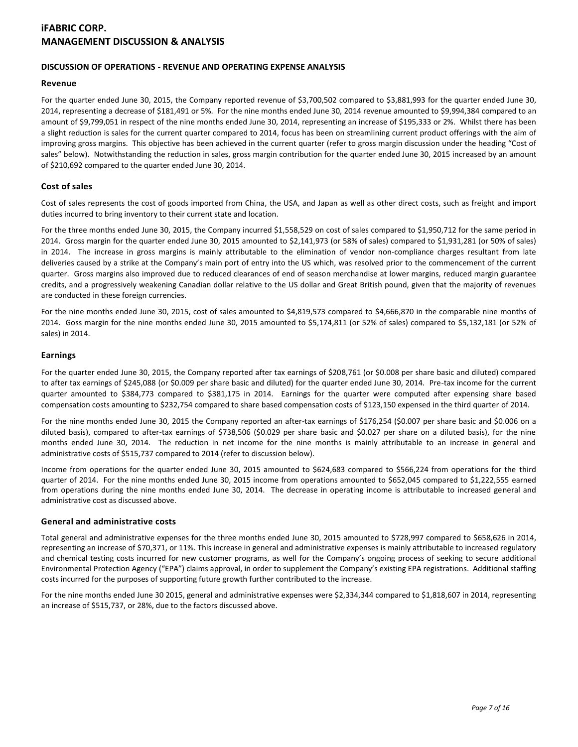## DISCUSSION OF OPERATIONS - REVENUE AND OPERATING EXPENSE ANALYSIS

### Revenue

For the quarter ended June 30, 2015, the Company reported revenue of $3,700,502 compared to $3,881,993 for the quarter ended June 30, 2014, representing a decrease of $181,491 or 5%. For the nine months ended June 30, 2014 revenue amounted to $9,994,384 compared to an amount of $9,799,051 in respect of the nine months ended June 30, 2014, representing an increase of $195,333 or 2%. Whilst there has been a slight reduction is sales for the current quarter compared to 2014, focus has been on streamlining current product offerings with the aim of improving gross margins. This objective has been achieved in the current quarter (refer to gross margin discussion under the heading "Cost of sales" below). Notwithstanding the reduction in sales, gross margin contribution for the quarter ended June 30, 2015 increased by an amount of $210,692 compared to the quarter ended June 30, 2014.

### Cost of sales

Cost of sales represents the cost of goods imported from China, the USA, and Japan as well as other direct costs, such as freight and import duties incurred to bring inventory to their current state and location.

For the three months ended June 30, 2015, the Company incurred $1,558,529 on cost of sales compared to $1,950,712 for the same period in 2014. Gross margin for the quarter ended June 30, 2015 amounted to $2,141,973 (or 58% of sales) compared to $1,931,281 (or 50% of sales) in 2014. The increase in gross margins is mainly attributable to the elimination of vendor non-compliance charges resultant from late deliveries caused by a strike at the Company's main port of entry into the US which, was resolved prior to the commencement of the current quarter. Gross margins also improved due to reduced clearances of end of season merchandise at lower margins, reduced margin guarantee credits, and a progressively weakening Canadian dollar relative to the US dollar and Great British pound, given that the majority of revenues are conducted in these foreign currencies.

For the nine months ended June 30, 2015, cost of sales amounted to $4,819,573 compared to $4,666,870 in the comparable nine months of 2014. Goss margin for the nine months ended June 30, 2015 amounted to $5,174,811 (or 52% of sales) compared to $5,132,181 (or 52% of sales) in 2014.

### Earnings

For the quarter ended June 30, 2015, the Company reported after tax earnings of $208,761 (or $0.008 per share basic and diluted) compared to after tax earnings of $245,088 (or $0.009 per share basic and diluted) for the quarter ended June 30, 2014. Pre-tax income for the current quarter amounted to $384,773 compared to $381,175 in 2014. Earnings for the quarter were computed after expensing share based compensation costs amounting to $232,754 compared to share based compensation costs of $123,150 expensed in the third quarter of 2014.

For the nine months ended June 30, 2015 the Company reported an after-tax earnings of $176,254 ($0.007 per share basic and $0.006 on a diluted basis), compared to after-tax earnings of $738,506 ($0.029 per share basic and $0.027 per share on a diluted basis), for the nine months ended June 30, 2014. The reduction in net income for the nine months is mainly attributable to an increase in general and administrative costs of $515,737 compared to 2014 (refer to discussion below).

Income from operations for the quarter ended June 30, 2015 amounted to $624,683 compared to $566,224 from operations for the third quarter of 2014. For the nine months ended June 30, 2015 income from operations amounted to $652,045 compared to $1,222,555 earned from operations during the nine months ended June 30, 2014. The decrease in operating income is attributable to increased general and administrative cost as discussed above.

### General and administrative costs

Total general and administrative expenses for the three months ended June 30, 2015 amounted to $728,997 compared to $658,626 in 2014, representing an increase of $70,371, or 11%. This increase in general and administrative expenses is mainly attributable to increased regulatory and chemical testing costs incurred for new customer programs, as well for the Company's ongoing process of seeking to secure additional Environmental Protection Agency ("EPA") claims approval, in order to supplement the Company's existing EPA registrations. Additional staffing costs incurred for the purposes of supporting future growth further contributed to the increase.

For the nine months ended June 30 2015, general and administrative expenses were $2,334,344 compared to $1,818,607 in 2014, representing an increase of $515,737, or 28%, due to the factors discussed above.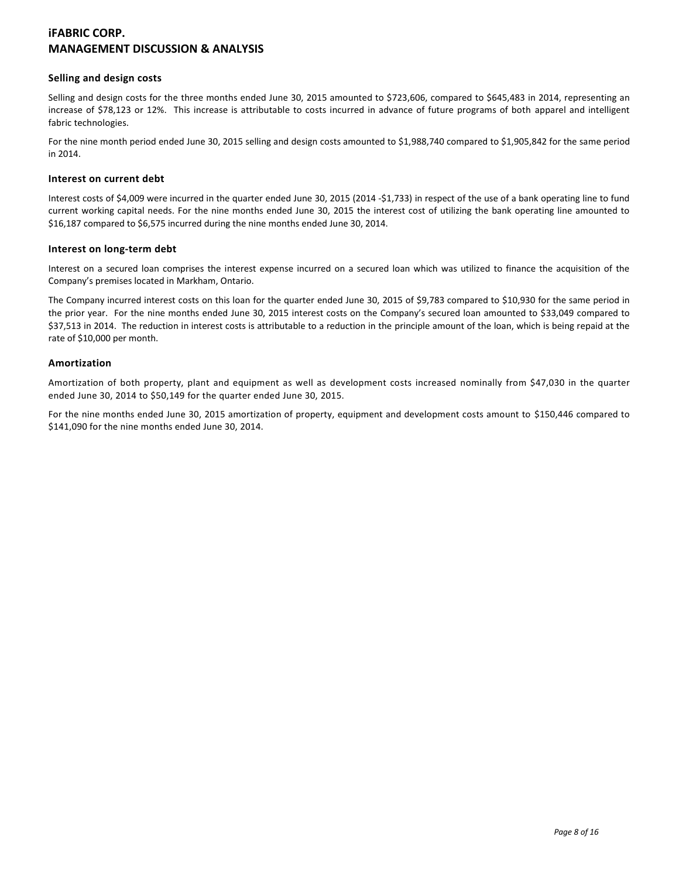### Selling and design costs

Selling and design costs for the three months ended June 30, 2015 amounted to $723,606, compared to $645,483 in 2014, representing an increase of $78,123 or 12%. This increase is attributable to costs incurred in advance of future programs of both apparel and intelligent fabric technologies.

For the nine month period ended June 30, 2015 selling and design costs amounted to $1,988,740 compared to $1,905,842 for the same period in 2014.

### Interest on current debt

Interest costs of $4,009 were incurred in the quarter ended June 30, 2015 (2014 -$1,733) in respect of the use of a bank operating line to fund current working capital needs. For the nine months ended June 30, 2015 the interest cost of utilizing the bank operating line amounted to $16,187 compared to $6,575 incurred during the nine months ended June 30, 2014.

### Interest on long-term debt

Interest on a secured loan comprises the interest expense incurred on a secured loan which was utilized to finance the acquisition of the Company's premises located in Markham, Ontario.

The Company incurred interest costs on this loan for the quarter ended June 30, 2015 of $9,783 compared to $10,930 for the same period in the prior year. For the nine months ended June 30, 2015 interest costs on the Company's secured loan amounted to $33,049 compared to $37,513 in 2014. The reduction in interest costs is attributable to a reduction in the principle amount of the loan, which is being repaid at the rate of $10,000 per month.

### Amortization

Amortization of both property, plant and equipment as well as development costs increased nominally from $47,030 in the quarter ended June 30, 2014 to $50,149 for the quarter ended June 30, 2015.

For the nine months ended June 30, 2015 amortization of property, equipment and development costs amount to $150,446 compared to $141,090 for the nine months ended June 30, 2014.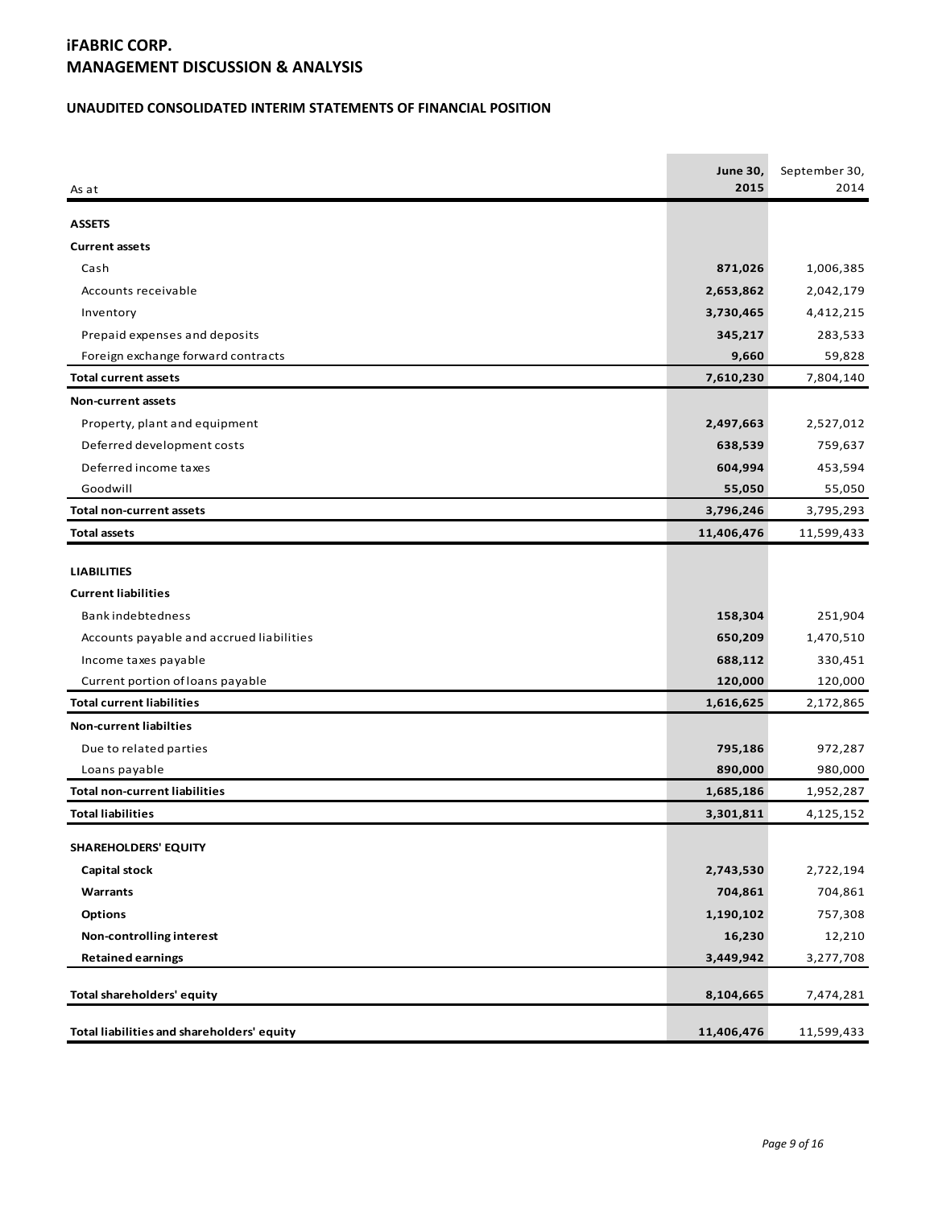# iFABRIC CORP.
# MANAGEMENT DISCUSSION & ANALYSIS

## UNAUDITED CONSOLIDATED INTERIM STATEMENTS OF FINANCIAL POSITION

| As at | June 30, 2015 | September 30, 2014 |
|---|---|---|
| **ASSETS** | | |
| **Current assets** | | |
| Cash | **871,026** | 1,006,385 |
| Accounts receivable | **2,653,862** | 2,042,179 |
| Inventory | **3,730,465** | 4,412,215 |
| Prepaid expenses and deposits | **345,217** | 283,533 |
| Foreign exchange forward contracts | **9,660** | 59,828 |
| **Total current assets** | **7,610,230** | 7,804,140 |
| **Non-current assets** | | |
| Property, plant and equipment | **2,497,663** | 2,527,012 |
| Deferred development costs | **638,539** | 759,637 |
| Deferred income taxes | **604,994** | 453,594 |
| Goodwill | **55,050** | 55,050 |
| **Total non-current assets** | **3,796,246** | 3,795,293 |
| **Total assets** | **11,406,476** | 11,599,433 |
| **LIABILITIES** | | |
| **Current liabilities** | | |
| Bank indebtedness | **158,304** | 251,904 |
| Accounts payable and accrued liabilities | **650,209** | 1,470,510 |
| Income taxes payable | **688,112** | 330,451 |
| Current portion of loans payable | **120,000** | 120,000 |
| **Total current liabilities** | **1,616,625** | 2,172,865 |
| **Non-current liabilties** | | |
| Due to related parties | **795,186** | 972,287 |
| Loans payable | **890,000** | 980,000 |
| **Total non-current liabilities** | **1,685,186** | 1,952,287 |
| **Total liabilities** | **3,301,811** | 4,125,152 |
| **SHAREHOLDERS' EQUITY** | | |
| **Capital stock** | **2,743,530** | 2,722,194 |
| **Warrants** | **704,861** | 704,861 |
| **Options** | **1,190,102** | 757,308 |
| **Non-controlling interest** | **16,230** | 12,210 |
| **Retained earnings** | **3,449,942** | 3,277,708 |
| **Total shareholders' equity** | **8,104,665** | 7,474,281 |
| **Total liabilities and shareholders' equity** | **11,406,476** | 11,599,433 |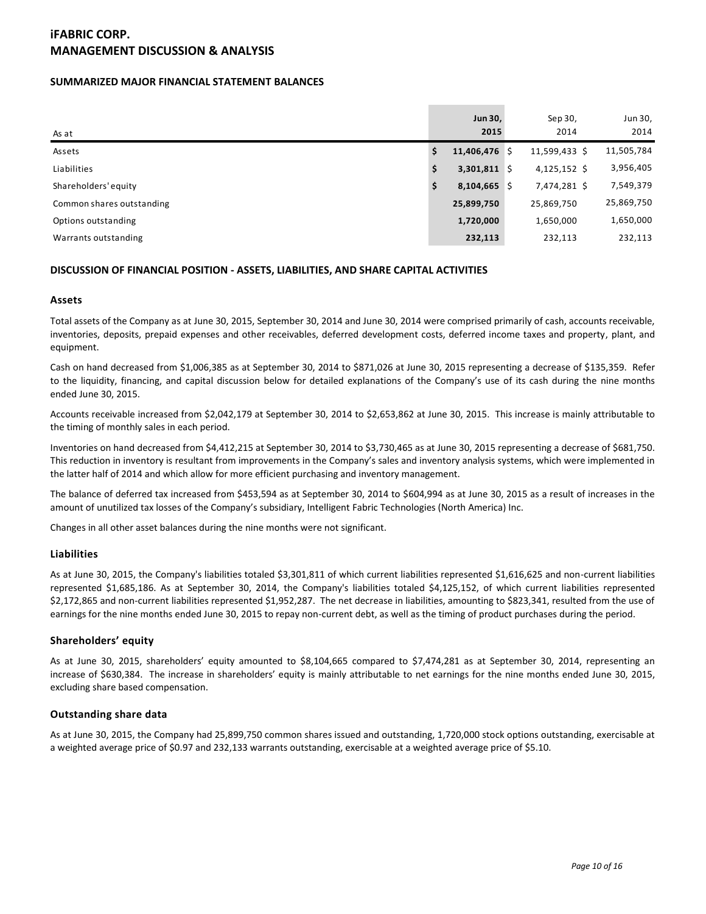# iFABRIC CORP.
# MANAGEMENT DISCUSSION & ANALYSIS

## SUMMARIZED MAJOR FINANCIAL STATEMENT BALANCES

| As at | Jun 30, 2015 | Sep 30, 2014 | Jun 30, 2014 |
|---|---|---|---|
| Assets | $ 11,406,476 | $ 11,599,433 | $ 11,505,784 |
| Liabilities | $ 3,301,811 | $ 4,125,152 | $ 3,956,405 |
| Shareholders' equity | $ 8,104,665 | $ 7,474,281 | $ 7,549,379 |
| Common shares outstanding | 25,899,750 | 25,869,750 | 25,869,750 |
| Options outstanding | 1,720,000 | 1,650,000 | 1,650,000 |
| Warrants outstanding | 232,113 | 232,113 | 232,113 |

## DISCUSSION OF FINANCIAL POSITION - ASSETS, LIABILITIES, AND SHARE CAPITAL ACTIVITIES

### Assets

Total assets of the Company as at June 30, 2015, September 30, 2014 and June 30, 2014 were comprised primarily of cash, accounts receivable, inventories, deposits, prepaid expenses and other receivables, deferred development costs, deferred income taxes and property, plant, and equipment.

Cash on hand decreased from $1,006,385 as at September 30, 2014 to $871,026 at June 30, 2015 representing a decrease of $135,359. Refer to the liquidity, financing, and capital discussion below for detailed explanations of the Company's use of its cash during the nine months ended June 30, 2015.

Accounts receivable increased from $2,042,179 at September 30, 2014 to $2,653,862 at June 30, 2015. This increase is mainly attributable to the timing of monthly sales in each period.

Inventories on hand decreased from $4,412,215 at September 30, 2014 to $3,730,465 as at June 30, 2015 representing a decrease of $681,750. This reduction in inventory is resultant from improvements in the Company's sales and inventory analysis systems, which were implemented in the latter half of 2014 and which allow for more efficient purchasing and inventory management.

The balance of deferred tax increased from $453,594 as at September 30, 2014 to $604,994 as at June 30, 2015 as a result of increases in the amount of unutilized tax losses of the Company's subsidiary, Intelligent Fabric Technologies (North America) Inc.

Changes in all other asset balances during the nine months were not significant.

### Liabilities

As at June 30, 2015, the Company's liabilities totaled $3,301,811 of which current liabilities represented $1,616,625 and non-current liabilities represented $1,685,186. As at September 30, 2014, the Company's liabilities totaled $4,125,152, of which current liabilities represented $2,172,865 and non-current liabilities represented $1,952,287. The net decrease in liabilities, amounting to $823,341, resulted from the use of earnings for the nine months ended June 30, 2015 to repay non-current debt, as well as the timing of product purchases during the period.

### Shareholders' equity

As at June 30, 2015, shareholders' equity amounted to $8,104,665 compared to $7,474,281 as at September 30, 2014, representing an increase of $630,384. The increase in shareholders' equity is mainly attributable to net earnings for the nine months ended June 30, 2015, excluding share based compensation.

### Outstanding share data

As at June 30, 2015, the Company had 25,899,750 common shares issued and outstanding, 1,720,000 stock options outstanding, exercisable at a weighted average price of $0.97 and 232,133 warrants outstanding, exercisable at a weighted average price of $5.10.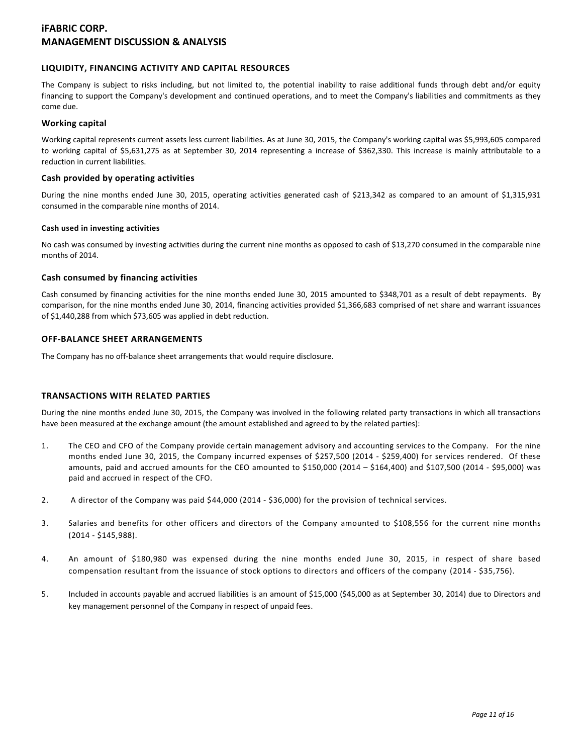## LIQUIDITY, FINANCING ACTIVITY AND CAPITAL RESOURCES

The Company is subject to risks including, but not limited to, the potential inability to raise additional funds through debt and/or equity financing to support the Company's development and continued operations, and to meet the Company's liabilities and commitments as they come due.

### Working capital

Working capital represents current assets less current liabilities. As at June 30, 2015, the Company's working capital was $5,993,605 compared to working capital of $5,631,275 as at September 30, 2014 representing a increase of $362,330. This increase is mainly attributable to a reduction in current liabilities.

### Cash provided by operating activities

During the nine months ended June 30, 2015, operating activities generated cash of $213,342 as compared to an amount of $1,315,931 consumed in the comparable nine months of 2014.

#### Cash used in investing activities

No cash was consumed by investing activities during the current nine months as opposed to cash of $13,270 consumed in the comparable nine months of 2014.

### Cash consumed by financing activities

Cash consumed by financing activities for the nine months ended June 30, 2015 amounted to $348,701 as a result of debt repayments. By comparison, for the nine months ended June 30, 2014, financing activities provided $1,366,683 comprised of net share and warrant issuances of $1,440,288 from which $73,605 was applied in debt reduction.

## OFF-BALANCE SHEET ARRANGEMENTS

The Company has no off-balance sheet arrangements that would require disclosure.

## TRANSACTIONS WITH RELATED PARTIES

During the nine months ended June 30, 2015, the Company was involved in the following related party transactions in which all transactions have been measured at the exchange amount (the amount established and agreed to by the related parties):

1. The CEO and CFO of the Company provide certain management advisory and accounting services to the Company. For the nine months ended June 30, 2015, the Company incurred expenses of $257,500 (2014 - $259,400) for services rendered. Of these amounts, paid and accrued amounts for the CEO amounted to $150,000 (2014 – $164,400) and $107,500 (2014 - $95,000) was paid and accrued in respect of the CFO.

2. A director of the Company was paid $44,000 (2014 - $36,000) for the provision of technical services.

3. Salaries and benefits for other officers and directors of the Company amounted to $108,556 for the current nine months (2014 - $145,988).

4. An amount of $180,980 was expensed during the nine months ended June 30, 2015, in respect of share based compensation resultant from the issuance of stock options to directors and officers of the company (2014 - $35,756).

5. Included in accounts payable and accrued liabilities is an amount of $15,000 ($45,000 as at September 30, 2014) due to Directors and key management personnel of the Company in respect of unpaid fees.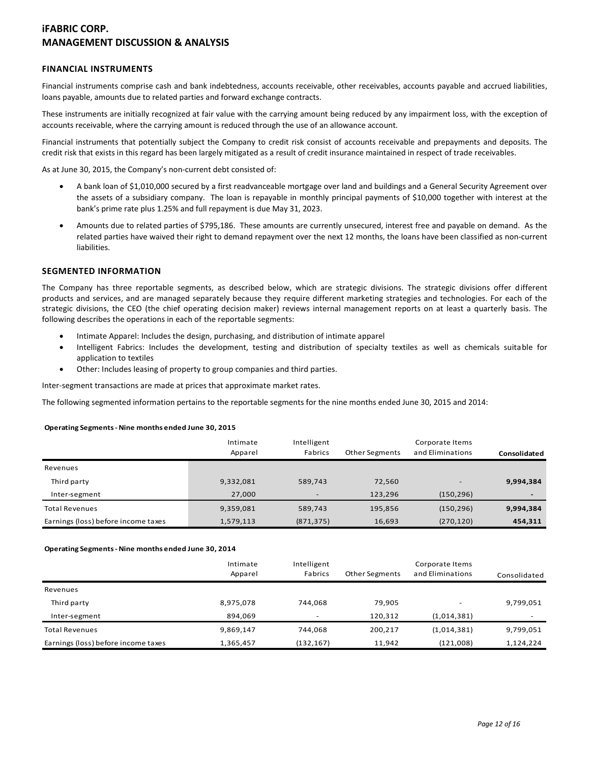## FINANCIAL INSTRUMENTS

Financial instruments comprise cash and bank indebtedness, accounts receivable, other receivables, accounts payable and accrued liabilities, loans payable, amounts due to related parties and forward exchange contracts.

These instruments are initially recognized at fair value with the carrying amount being reduced by any impairment loss, with the exception of accounts receivable, where the carrying amount is reduced through the use of an allowance account.

Financial instruments that potentially subject the Company to credit risk consist of accounts receivable and prepayments and deposits. The credit risk that exists in this regard has been largely mitigated as a result of credit insurance maintained in respect of trade receivables.

As at June 30, 2015, the Company's non-current debt consisted of:

- A bank loan of $1,010,000 secured by a first readvanceable mortgage over land and buildings and a General Security Agreement over the assets of a subsidiary company. The loan is repayable in monthly principal payments of $10,000 together with interest at the bank's prime rate plus 1.25% and full repayment is due May 31, 2023.
- Amounts due to related parties of $795,186. These amounts are currently unsecured, interest free and payable on demand. As the related parties have waived their right to demand repayment over the next 12 months, the loans have been classified as non-current liabilities.

## SEGMENTED INFORMATION

The Company has three reportable segments, as described below, which are strategic divisions. The strategic divisions offer different products and services, and are managed separately because they require different marketing strategies and technologies. For each of the strategic divisions, the CEO (the chief operating decision maker) reviews internal management reports on at least a quarterly basis. The following describes the operations in each of the reportable segments:

- Intimate Apparel: Includes the design, purchasing, and distribution of intimate apparel
- Intelligent Fabrics: Includes the development, testing and distribution of specialty textiles as well as chemicals suitable for application to textiles
- Other: Includes leasing of property to group companies and third parties.

Inter-segment transactions are made at prices that approximate market rates.

The following segmented information pertains to the reportable segments for the nine months ended June 30, 2015 and 2014:

**Operating Segments - Nine months ended June 30, 2015**

| | Intimate Apparel | Intelligent Fabrics | Other Segments | Corporate Items and Eliminations | **Consolidated** |
|---|---|---|---|---|---|
| Revenues | | | | | |
| Third party | 9,332,081 | 589,743 | 72,560 | - | **9,994,384** |
| Inter-segment | 27,000 | - | 123,296 | (150,296) | **-** |
| Total Revenues | 9,359,081 | 589,743 | 195,856 | (150,296) | **9,994,384** |
| Earnings (loss) before income taxes | 1,579,113 | (871,375) | 16,693 | (270,120) | **454,311** |

**Operating Segments - Nine months ended June 30, 2014**

| | Intimate Apparel | Intelligent Fabrics | Other Segments | Corporate Items and Eliminations | Consolidated |
|---|---|---|---|---|---|
| Revenues | | | | | |
| Third party | 8,975,078 | 744,068 | 79,905 | - | 9,799,051 |
| Inter-segment | 894,069 | - | 120,312 | (1,014,381) | - |
| Total Revenues | 9,869,147 | 744,068 | 200,217 | (1,014,381) | 9,799,051 |
| Earnings (loss) before income taxes | 1,365,457 | (132,167) | 11,942 | (121,008) | 1,124,224 |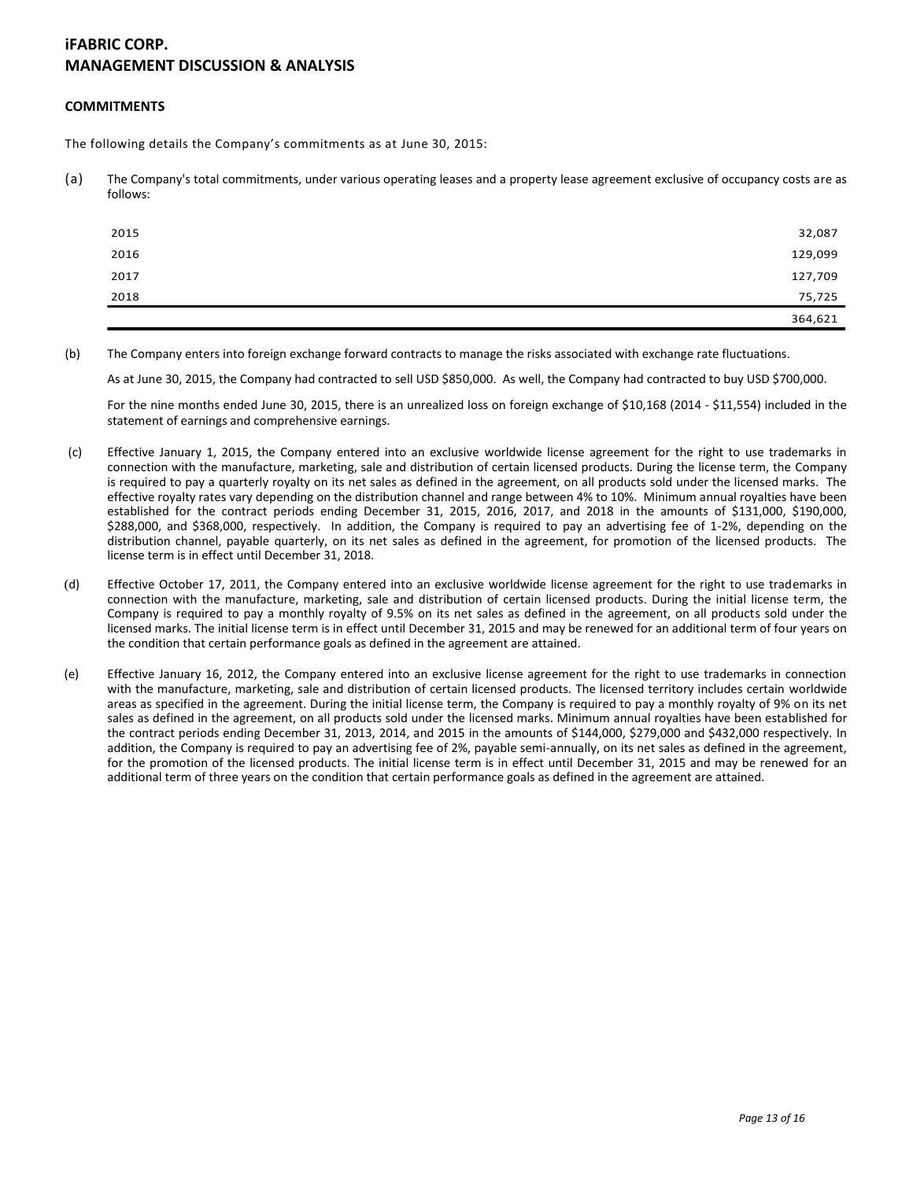## COMMITMENTS

The following details the Company's commitments as at June 30, 2015:

(a) The Company's total commitments, under various operating leases and a property lease agreement exclusive of occupancy costs are as follows:

| | |
|---|---:|
| 2015 | 32,087 |
| 2016 | 129,099 |
| 2017 | 127,709 |
| 2018 | 75,725 |
| | 364,621 |

(b) The Company enters into foreign exchange forward contracts to manage the risks associated with exchange rate fluctuations.

As at June 30, 2015, the Company had contracted to sell USD $850,000. As well, the Company had contracted to buy USD $700,000.

For the nine months ended June 30, 2015, there is an unrealized loss on foreign exchange of $10,168 (2014 - $11,554) included in the statement of earnings and comprehensive earnings.

(c) Effective January 1, 2015, the Company entered into an exclusive worldwide license agreement for the right to use trademarks in connection with the manufacture, marketing, sale and distribution of certain licensed products. During the license term, the Company is required to pay a quarterly royalty on its net sales as defined in the agreement, on all products sold under the licensed marks. The effective royalty rates vary depending on the distribution channel and range between 4% to 10%. Minimum annual royalties have been established for the contract periods ending December 31, 2015, 2016, 2017, and 2018 in the amounts of $131,000, $190,000, $288,000, and $368,000, respectively. In addition, the Company is required to pay an advertising fee of 1-2%, depending on the distribution channel, payable quarterly, on its net sales as defined in the agreement, for promotion of the licensed products. The license term is in effect until December 31, 2018.

(d) Effective October 17, 2011, the Company entered into an exclusive worldwide license agreement for the right to use trademarks in connection with the manufacture, marketing, sale and distribution of certain licensed products. During the initial license term, the Company is required to pay a monthly royalty of 9.5% on its net sales as defined in the agreement, on all products sold under the licensed marks. The initial license term is in effect until December 31, 2015 and may be renewed for an additional term of four years on the condition that certain performance goals as defined in the agreement are attained.

(e) Effective January 16, 2012, the Company entered into an exclusive license agreement for the right to use trademarks in connection with the manufacture, marketing, sale and distribution of certain licensed products. The licensed territory includes certain worldwide areas as specified in the agreement. During the initial license term, the Company is required to pay a monthly royalty of 9% on its net sales as defined in the agreement, on all products sold under the licensed marks. Minimum annual royalties have been established for the contract periods ending December 31, 2013, 2014, and 2015 in the amounts of $144,000, $279,000 and $432,000 respectively. In addition, the Company is required to pay an advertising fee of 2%, payable semi-annually, on its net sales as defined in the agreement, for the promotion of the licensed products. The initial license term is in effect until December 31, 2015 and may be renewed for an additional term of three years on the condition that certain performance goals as defined in the agreement are attained.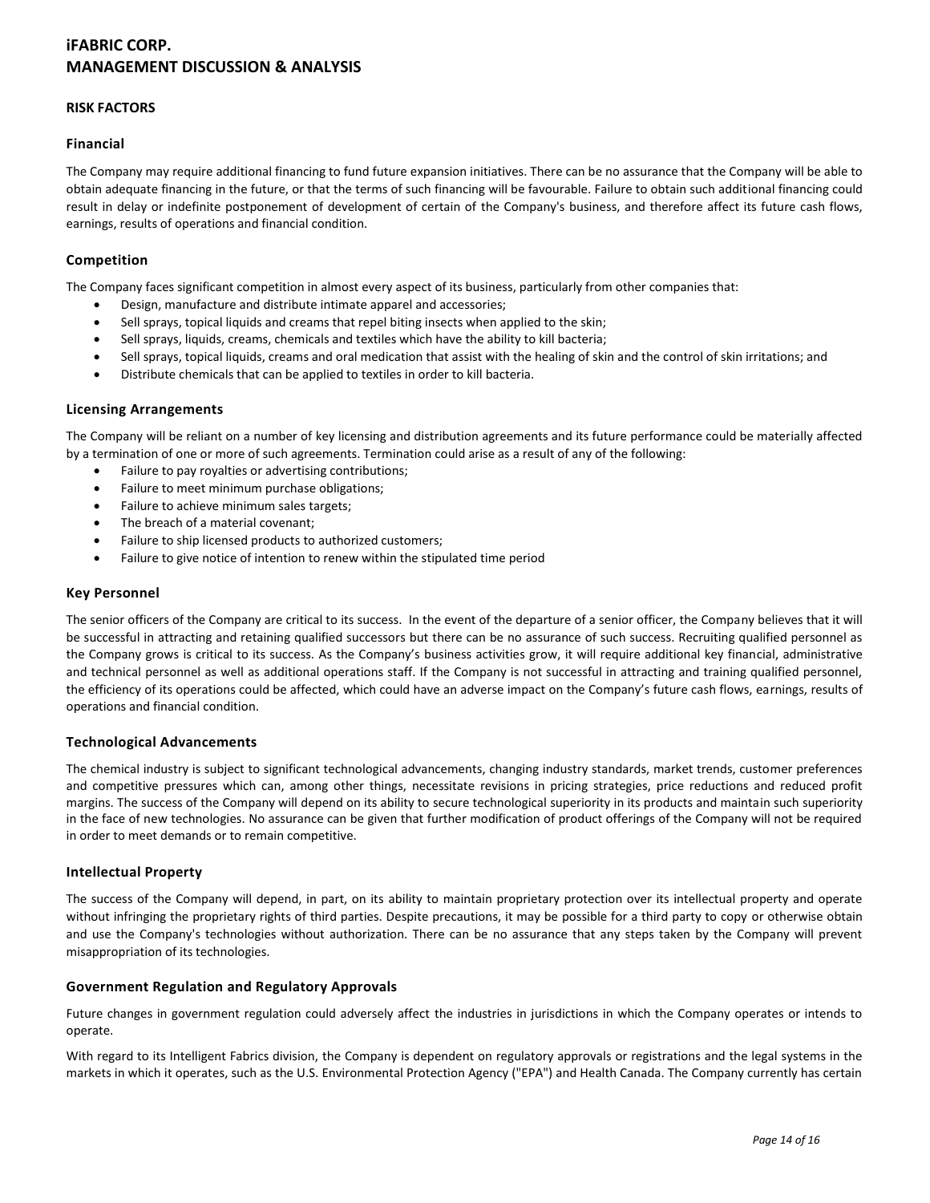## RISK FACTORS

### Financial

The Company may require additional financing to fund future expansion initiatives. There can be no assurance that the Company will be able to obtain adequate financing in the future, or that the terms of such financing will be favourable. Failure to obtain such additional financing could result in delay or indefinite postponement of development of certain of the Company's business, and therefore affect its future cash flows, earnings, results of operations and financial condition.

### Competition

The Company faces significant competition in almost every aspect of its business, particularly from other companies that:

- Design, manufacture and distribute intimate apparel and accessories;
- Sell sprays, topical liquids and creams that repel biting insects when applied to the skin;
- Sell sprays, liquids, creams, chemicals and textiles which have the ability to kill bacteria;
- Sell sprays, topical liquids, creams and oral medication that assist with the healing of skin and the control of skin irritations; and
- Distribute chemicals that can be applied to textiles in order to kill bacteria.

### Licensing Arrangements

The Company will be reliant on a number of key licensing and distribution agreements and its future performance could be materially affected by a termination of one or more of such agreements. Termination could arise as a result of any of the following:

- Failure to pay royalties or advertising contributions;
- Failure to meet minimum purchase obligations;
- Failure to achieve minimum sales targets;
- The breach of a material covenant;
- Failure to ship licensed products to authorized customers;
- Failure to give notice of intention to renew within the stipulated time period

### Key Personnel

The senior officers of the Company are critical to its success. In the event of the departure of a senior officer, the Company believes that it will be successful in attracting and retaining qualified successors but there can be no assurance of such success. Recruiting qualified personnel as the Company grows is critical to its success. As the Company's business activities grow, it will require additional key financial, administrative and technical personnel as well as additional operations staff. If the Company is not successful in attracting and training qualified personnel, the efficiency of its operations could be affected, which could have an adverse impact on the Company's future cash flows, earnings, results of operations and financial condition.

### Technological Advancements

The chemical industry is subject to significant technological advancements, changing industry standards, market trends, customer preferences and competitive pressures which can, among other things, necessitate revisions in pricing strategies, price reductions and reduced profit margins. The success of the Company will depend on its ability to secure technological superiority in its products and maintain such superiority in the face of new technologies. No assurance can be given that further modification of product offerings of the Company will not be required in order to meet demands or to remain competitive.

### Intellectual Property

The success of the Company will depend, in part, on its ability to maintain proprietary protection over its intellectual property and operate without infringing the proprietary rights of third parties. Despite precautions, it may be possible for a third party to copy or otherwise obtain and use the Company's technologies without authorization. There can be no assurance that any steps taken by the Company will prevent misappropriation of its technologies.

### Government Regulation and Regulatory Approvals

Future changes in government regulation could adversely affect the industries in jurisdictions in which the Company operates or intends to operate.

With regard to its Intelligent Fabrics division, the Company is dependent on regulatory approvals or registrations and the legal systems in the markets in which it operates, such as the U.S. Environmental Protection Agency ("EPA") and Health Canada. The Company currently has certain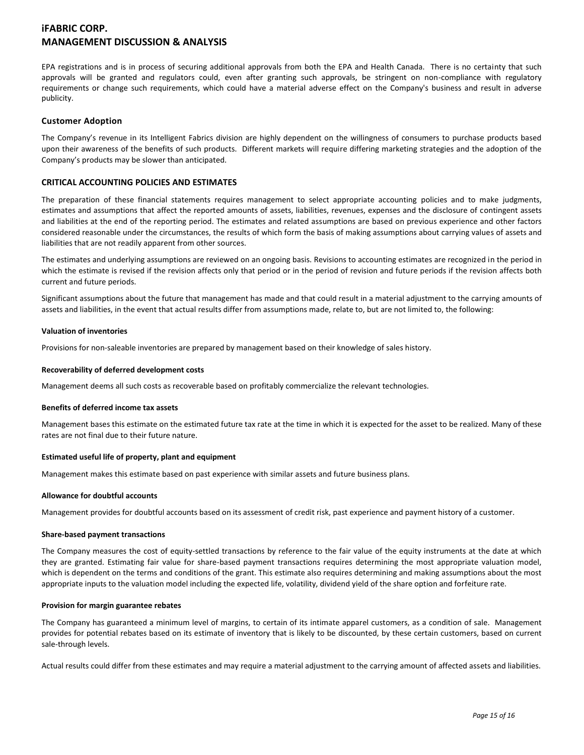EPA registrations and is in process of securing additional approvals from both the EPA and Health Canada. There is no certainty that such approvals will be granted and regulators could, even after granting such approvals, be stringent on non-compliance with regulatory requirements or change such requirements, which could have a material adverse effect on the Company's business and result in adverse publicity.

### Customer Adoption

The Company's revenue in its Intelligent Fabrics division are highly dependent on the willingness of consumers to purchase products based upon their awareness of the benefits of such products. Different markets will require differing marketing strategies and the adoption of the Company's products may be slower than anticipated.

## CRITICAL ACCOUNTING POLICIES AND ESTIMATES

The preparation of these financial statements requires management to select appropriate accounting policies and to make judgments, estimates and assumptions that affect the reported amounts of assets, liabilities, revenues, expenses and the disclosure of contingent assets and liabilities at the end of the reporting period. The estimates and related assumptions are based on previous experience and other factors considered reasonable under the circumstances, the results of which form the basis of making assumptions about carrying values of assets and liabilities that are not readily apparent from other sources.

The estimates and underlying assumptions are reviewed on an ongoing basis. Revisions to accounting estimates are recognized in the period in which the estimate is revised if the revision affects only that period or in the period of revision and future periods if the revision affects both current and future periods.

Significant assumptions about the future that management has made and that could result in a material adjustment to the carrying amounts of assets and liabilities, in the event that actual results differ from assumptions made, relate to, but are not limited to, the following:

**Valuation of inventories**

Provisions for non-saleable inventories are prepared by management based on their knowledge of sales history.

**Recoverability of deferred development costs**

Management deems all such costs as recoverable based on profitably commercialize the relevant technologies.

**Benefits of deferred income tax assets**

Management bases this estimate on the estimated future tax rate at the time in which it is expected for the asset to be realized. Many of these rates are not final due to their future nature.

**Estimated useful life of property, plant and equipment**

Management makes this estimate based on past experience with similar assets and future business plans.

**Allowance for doubtful accounts**

Management provides for doubtful accounts based on its assessment of credit risk, past experience and payment history of a customer.

**Share-based payment transactions**

The Company measures the cost of equity-settled transactions by reference to the fair value of the equity instruments at the date at which they are granted. Estimating fair value for share-based payment transactions requires determining the most appropriate valuation model, which is dependent on the terms and conditions of the grant. This estimate also requires determining and making assumptions about the most appropriate inputs to the valuation model including the expected life, volatility, dividend yield of the share option and forfeiture rate.

**Provision for margin guarantee rebates**

The Company has guaranteed a minimum level of margins, to certain of its intimate apparel customers, as a condition of sale. Management provides for potential rebates based on its estimate of inventory that is likely to be discounted, by these certain customers, based on current sale-through levels.

Actual results could differ from these estimates and may require a material adjustment to the carrying amount of affected assets and liabilities.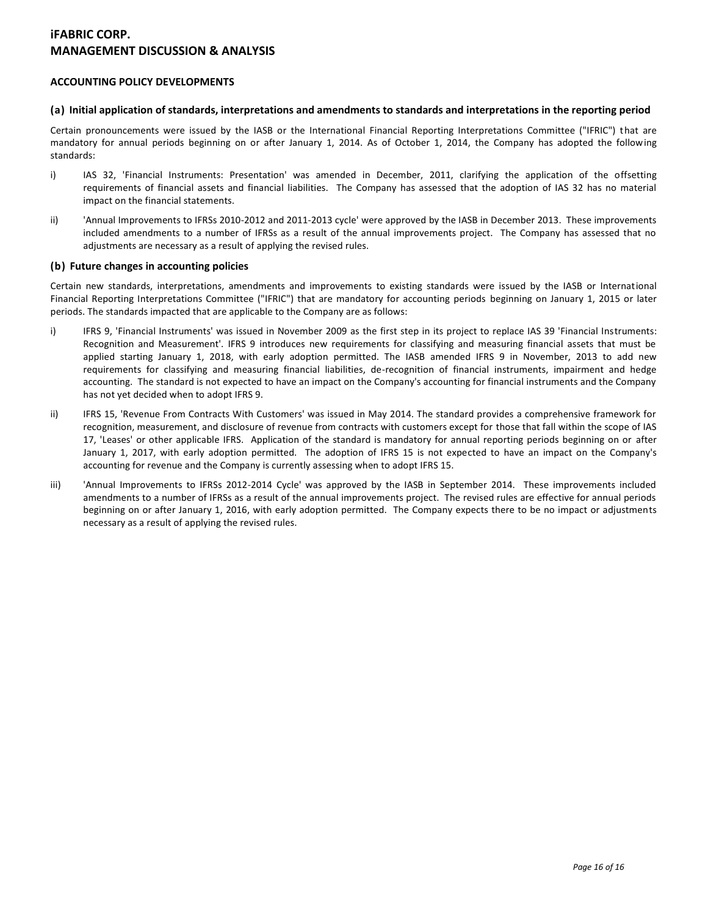## ACCOUNTING POLICY DEVELOPMENTS

### (a) Initial application of standards, interpretations and amendments to standards and interpretations in the reporting period

Certain pronouncements were issued by the IASB or the International Financial Reporting Interpretations Committee ("IFRIC") that are mandatory for annual periods beginning on or after January 1, 2014. As of October 1, 2014, the Company has adopted the following standards:

i) IAS 32, 'Financial Instruments: Presentation' was amended in December, 2011, clarifying the application of the offsetting requirements of financial assets and financial liabilities. The Company has assessed that the adoption of IAS 32 has no material impact on the financial statements.

ii) 'Annual Improvements to IFRSs 2010-2012 and 2011-2013 cycle' were approved by the IASB in December 2013. These improvements included amendments to a number of IFRSs as a result of the annual improvements project. The Company has assessed that no adjustments are necessary as a result of applying the revised rules.

### (b) Future changes in accounting policies

Certain new standards, interpretations, amendments and improvements to existing standards were issued by the IASB or International Financial Reporting Interpretations Committee ("IFRIC") that are mandatory for accounting periods beginning on January 1, 2015 or later periods. The standards impacted that are applicable to the Company are as follows:

i) IFRS 9, 'Financial Instruments' was issued in November 2009 as the first step in its project to replace IAS 39 'Financial Instruments: Recognition and Measurement'. IFRS 9 introduces new requirements for classifying and measuring financial assets that must be applied starting January 1, 2018, with early adoption permitted. The IASB amended IFRS 9 in November, 2013 to add new requirements for classifying and measuring financial liabilities, de-recognition of financial instruments, impairment and hedge accounting. The standard is not expected to have an impact on the Company's accounting for financial instruments and the Company has not yet decided when to adopt IFRS 9.

ii) IFRS 15, 'Revenue From Contracts With Customers' was issued in May 2014. The standard provides a comprehensive framework for recognition, measurement, and disclosure of revenue from contracts with customers except for those that fall within the scope of IAS 17, 'Leases' or other applicable IFRS. Application of the standard is mandatory for annual reporting periods beginning on or after January 1, 2017, with early adoption permitted. The adoption of IFRS 15 is not expected to have an impact on the Company's accounting for revenue and the Company is currently assessing when to adopt IFRS 15.

iii) 'Annual Improvements to IFRSs 2012-2014 Cycle' was approved by the IASB in September 2014. These improvements included amendments to a number of IFRSs as a result of the annual improvements project. The revised rules are effective for annual periods beginning on or after January 1, 2016, with early adoption permitted. The Company expects there to be no impact or adjustments necessary as a result of applying the revised rules.